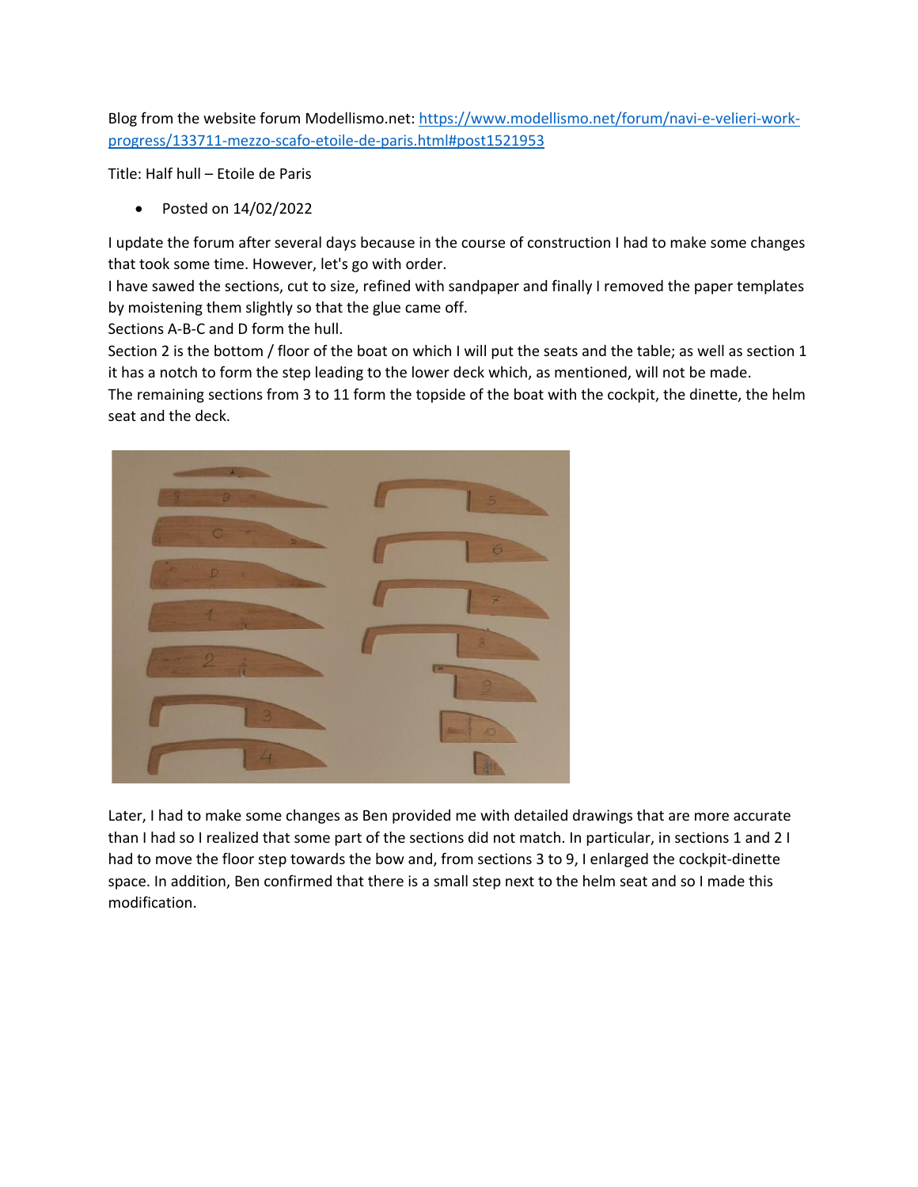Blog from the website forum Modellismo.net: [https://www.modellismo.net/forum/navi-e-velieri-work-progress/133711-mezzo-scafo-etoile-de-paris.html#post1521953](https://www.modellismo.net/forum/navi-e-velieri-work-progress/133711-mezzo-scafo-etoile-de-paris.html#post1521953)

Title: Half hull – Etoile de Paris

- Posted on 14/02/2022

I update the forum after several days because in the course of construction I had to make some changes that took some time. However, let's go with order.
I have sawed the sections, cut to size, refined with sandpaper and finally I removed the paper templates by moistening them slightly so that the glue came off.
Sections A-B-C and D form the hull.
Section 2 is the bottom / floor of the boat on which I will put the seats and the table; as well as section 1 it has a notch to form the step leading to the lower deck which, as mentioned, will not be made.
The remaining sections from 3 to 11 form the topside of the boat with the cockpit, the dinette, the helm seat and the deck.

Later, I had to make some changes as Ben provided me with detailed drawings that are more accurate than I had so I realized that some part of the sections did not match. In particular, in sections 1 and 2 I had to move the floor step towards the bow and, from sections 3 to 9, I enlarged the cockpit-dinette space. In addition, Ben confirmed that there is a small step next to the helm seat and so I made this modification.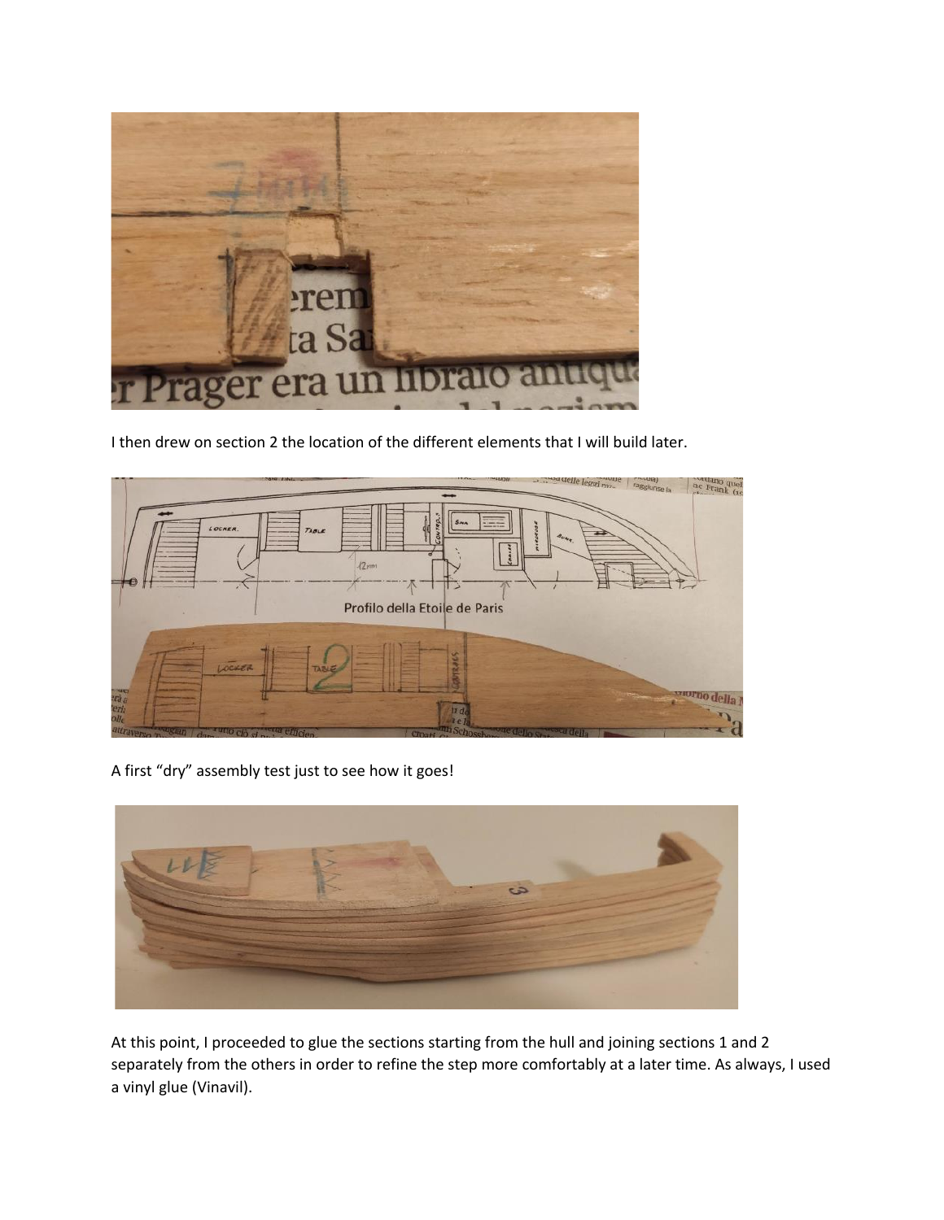I then drew on section 2 the location of the different elements that I will build later.

A first "dry" assembly test just to see how it goes!

At this point, I proceeded to glue the sections starting from the hull and joining sections 1 and 2 separately from the others in order to refine the step more comfortably at a later time. As always, I used a vinyl glue (Vinavil).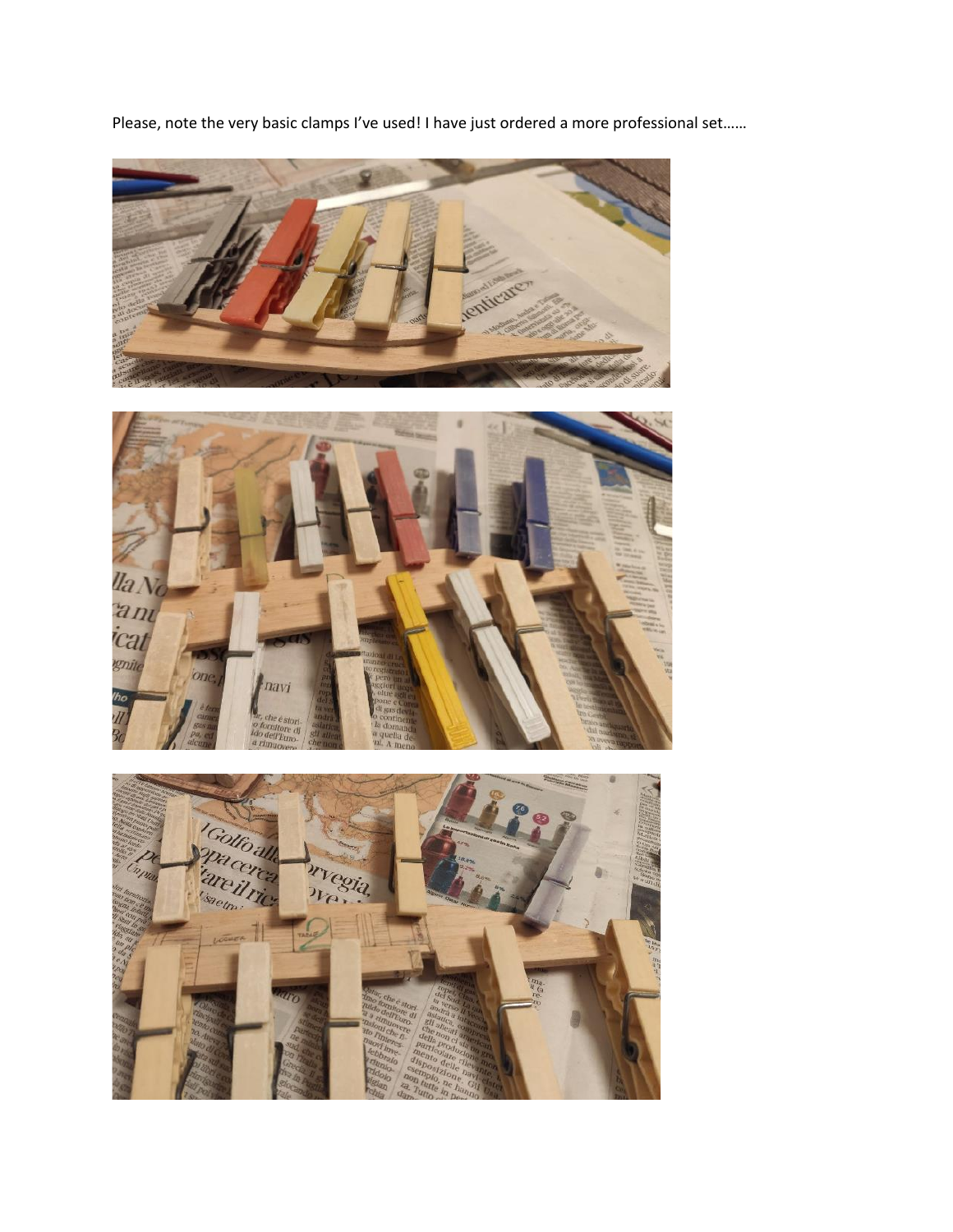Please, note the very basic clamps I've used! I have just ordered a more professional set……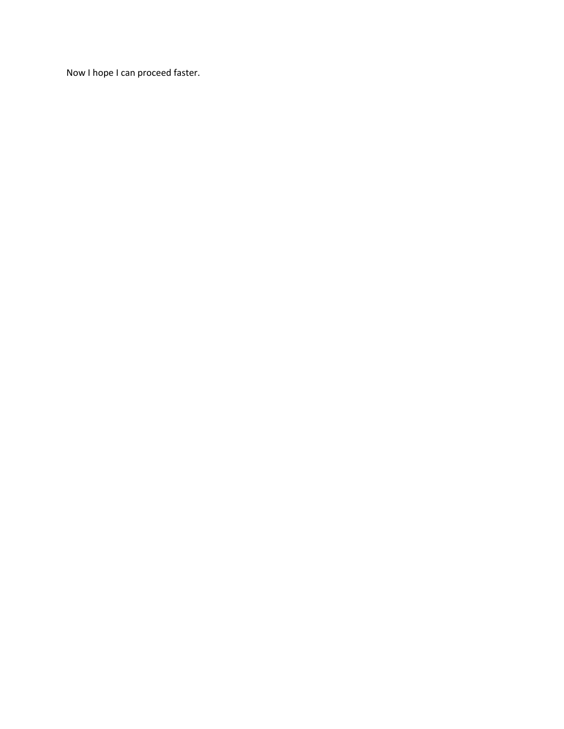Now I hope I can proceed faster.